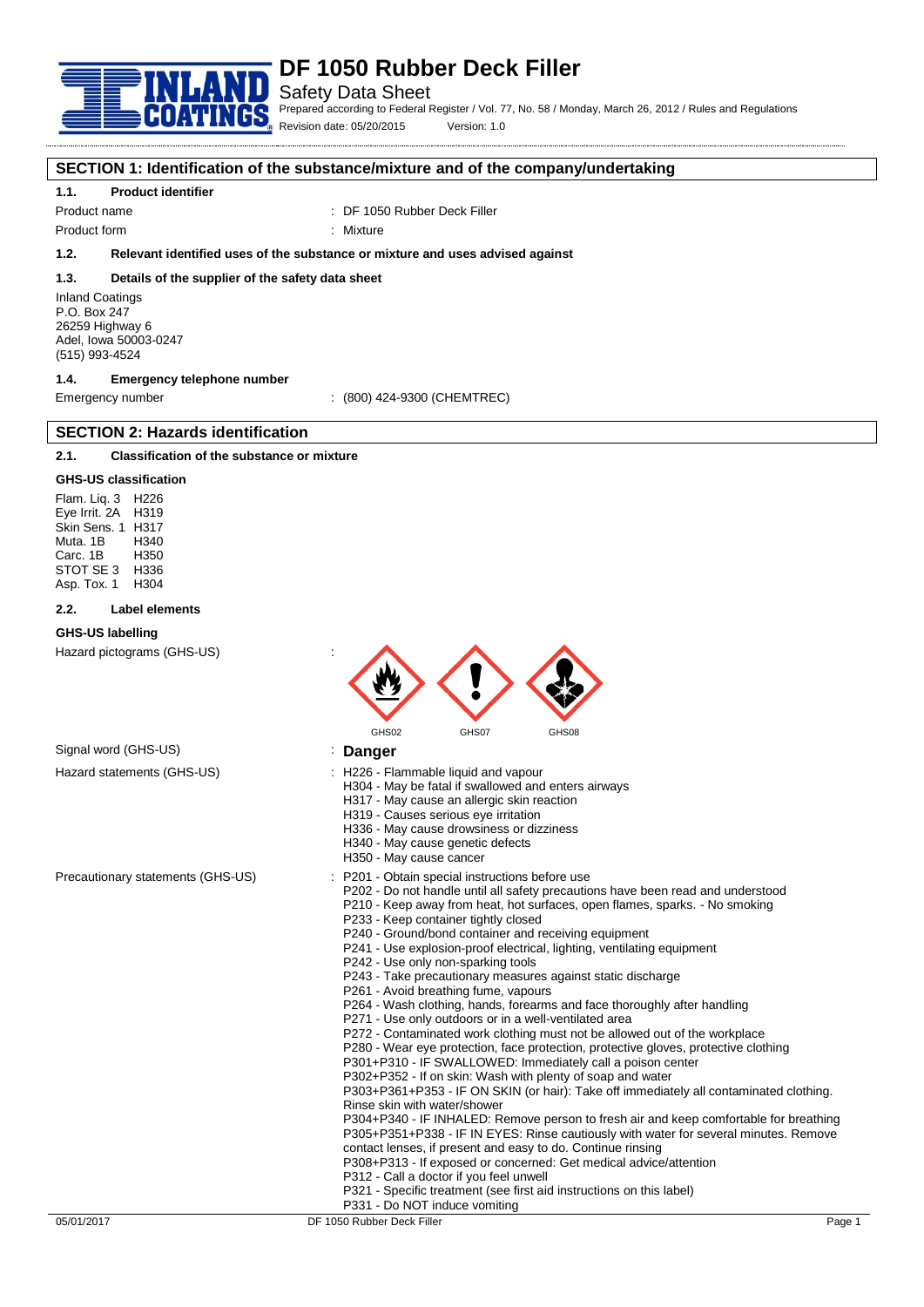# DF 1050 Rubber Deck Filler

Safety Data Sheet

Prepared according to Federal Register / Vol. 77, No. 58 / Monday, March 26, 2012 / Rules and Regulations

Revision date: 05/20/2015 Version: 1.0

## SECTION 1: Identification of the substance/mixture and of the company/undertaking

### 1.1. Product identifier

Product name : DF 1050 Rubber Deck Filler

Product form : Mixture

### 1.2. Relevant identified uses of the substance or mixture and uses advised against

### 1.3. Details of the supplier of the safety data sheet

Inland Coatings
P.O. Box 247
26259 Highway 6
Adel, Iowa 50003-0247
(515) 993-4524

### 1.4. Emergency telephone number

Emergency number : (800) 424-9300 (CHEMTREC)

## SECTION 2: Hazards identification

### 2.1. Classification of the substance or mixture

**GHS-US classification**

Flam. Liq. 3 H226
Eye Irrit. 2A H319
Skin Sens. 1 H317
Muta. 1B H340
Carc. 1B H350
STOT SE 3 H336
Asp. Tox. 1 H304

### 2.2. Label elements

**GHS-US labelling**

Hazard pictograms (GHS-US) : GHS02 GHS07 GHS08

Signal word (GHS-US) : **Danger**

Hazard statements (GHS-US) :
H226 - Flammable liquid and vapour
H304 - May be fatal if swallowed and enters airways
H317 - May cause an allergic skin reaction
H319 - Causes serious eye irritation
H336 - May cause drowsiness or dizziness
H340 - May cause genetic defects
H350 - May cause cancer

Precautionary statements (GHS-US) :
P201 - Obtain special instructions before use
P202 - Do not handle until all safety precautions have been read and understood
P210 - Keep away from heat, hot surfaces, open flames, sparks. - No smoking
P233 - Keep container tightly closed
P240 - Ground/bond container and receiving equipment
P241 - Use explosion-proof electrical, lighting, ventilating equipment
P242 - Use only non-sparking tools
P243 - Take precautionary measures against static discharge
P261 - Avoid breathing fume, vapours
P264 - Wash clothing, hands, forearms and face thoroughly after handling
P271 - Use only outdoors or in a well-ventilated area
P272 - Contaminated work clothing must not be allowed out of the workplace
P280 - Wear eye protection, face protection, protective gloves, protective clothing
P301+P310 - IF SWALLOWED: Immediately call a poison center
P302+P352 - If on skin: Wash with plenty of soap and water
P303+P361+P353 - IF ON SKIN (or hair): Take off immediately all contaminated clothing. Rinse skin with water/shower
P304+P340 - IF INHALED: Remove person to fresh air and keep comfortable for breathing
P305+P351+P338 - IF IN EYES: Rinse cautiously with water for several minutes. Remove contact lenses, if present and easy to do. Continue rinsing
P308+P313 - If exposed or concerned: Get medical advice/attention
P312 - Call a doctor if you feel unwell
P321 - Specific treatment (see first aid instructions on this label)
P331 - Do NOT induce vomiting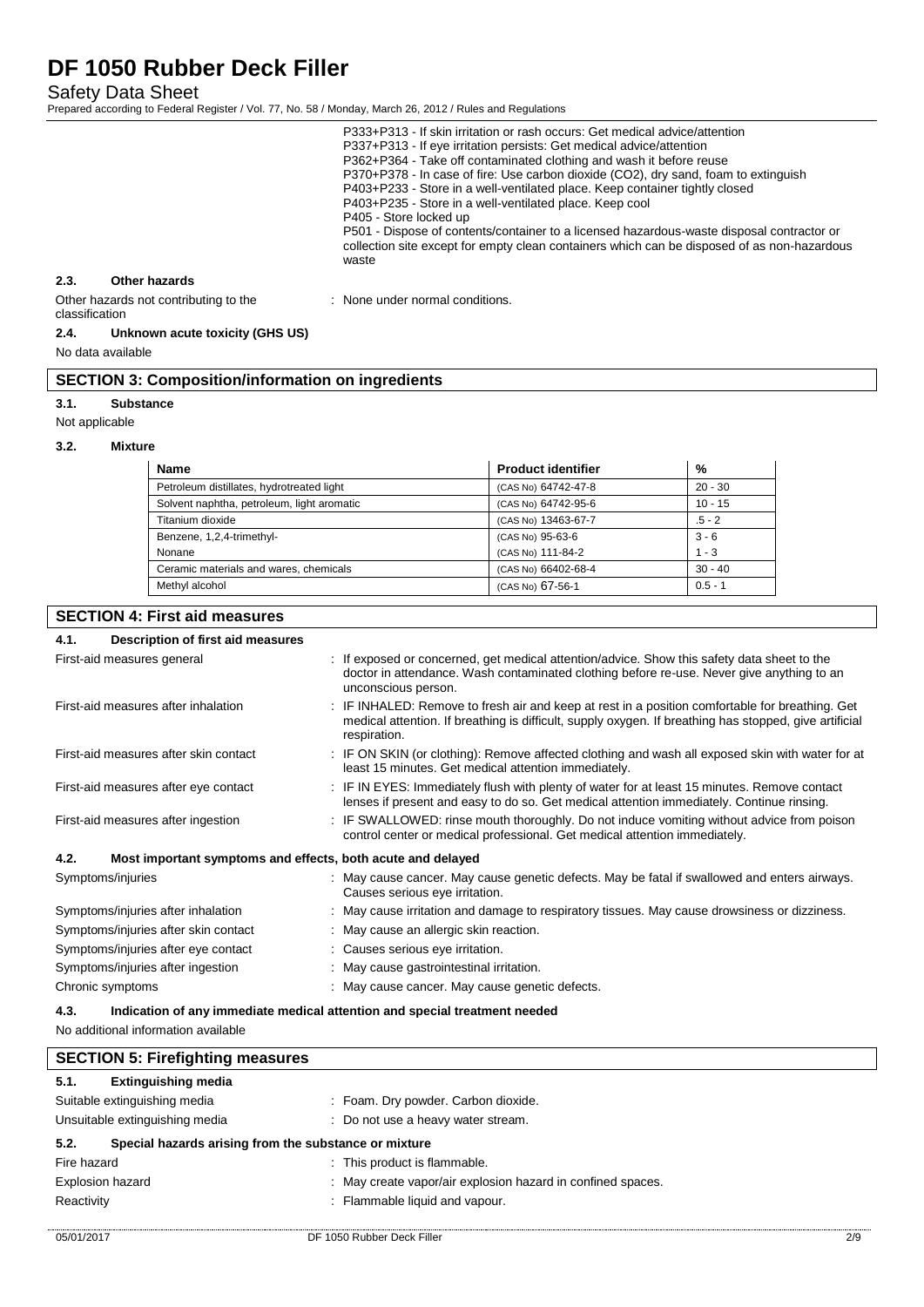P333+P313 - If skin irritation or rash occurs: Get medical advice/attention
P337+P313 - If eye irritation persists: Get medical advice/attention
P362+P364 - Take off contaminated clothing and wash it before reuse
P370+P378 - In case of fire: Use carbon dioxide (CO2), dry sand, foam to extinguish
P403+P233 - Store in a well-ventilated place. Keep container tightly closed
P403+P235 - Store in a well-ventilated place. Keep cool
P405 - Store locked up
P501 - Dispose of contents/container to a licensed hazardous-waste disposal contractor or collection site except for empty clean containers which can be disposed of as non-hazardous waste

### 2.3. Other hazards

Other hazards not contributing to the classification : None under normal conditions.

### 2.4. Unknown acute toxicity (GHS US)

No data available

## SECTION 3: Composition/information on ingredients

### 3.1. Substance

Not applicable

### 3.2. Mixture

| Name | Product identifier | % |
|---|---|---|
| Petroleum distillates, hydrotreated light | (CAS No) 64742-47-8 | 20 - 30 |
| Solvent naphtha, petroleum, light aromatic | (CAS No) 64742-95-6 | 10 - 15 |
| Titanium dioxide | (CAS No) 13463-67-7 | .5 - 2 |
| Benzene, 1,2,4-trimethyl- | (CAS No) 95-63-6 | 3 - 6 |
| Nonane | (CAS No) 111-84-2 | 1 - 3 |
| Ceramic materials and wares, chemicals | (CAS No) 66402-68-4 | 30 - 40 |
| Methyl alcohol | (CAS No) 67-56-1 | 0.5 - 1 |

## SECTION 4: First aid measures

### 4.1. Description of first aid measures

First-aid measures general : If exposed or concerned, get medical attention/advice. Show this safety data sheet to the doctor in attendance. Wash contaminated clothing before re-use. Never give anything to an unconscious person.

First-aid measures after inhalation : IF INHALED: Remove to fresh air and keep at rest in a position comfortable for breathing. Get medical attention. If breathing is difficult, supply oxygen. If breathing has stopped, give artificial respiration.

First-aid measures after skin contact : IF ON SKIN (or clothing): Remove affected clothing and wash all exposed skin with water for at least 15 minutes. Get medical attention immediately.

First-aid measures after eye contact : IF IN EYES: Immediately flush with plenty of water for at least 15 minutes. Remove contact lenses if present and easy to do so. Get medical attention immediately. Continue rinsing.

First-aid measures after ingestion : IF SWALLOWED: rinse mouth thoroughly. Do not induce vomiting without advice from poison control center or medical professional. Get medical attention immediately.

### 4.2. Most important symptoms and effects, both acute and delayed

Symptoms/injuries : May cause cancer. May cause genetic defects. May be fatal if swallowed and enters airways. Causes serious eye irritation.

Symptoms/injuries after inhalation : May cause irritation and damage to respiratory tissues. May cause drowsiness or dizziness.

Symptoms/injuries after skin contact : May cause an allergic skin reaction.

Symptoms/injuries after eye contact : Causes serious eye irritation.

Symptoms/injuries after ingestion : May cause gastrointestinal irritation.

Chronic symptoms : May cause cancer. May cause genetic defects.

### 4.3. Indication of any immediate medical attention and special treatment needed

No additional information available

## SECTION 5: Firefighting measures

### 5.1. Extinguishing media

Suitable extinguishing media : Foam. Dry powder. Carbon dioxide.

Unsuitable extinguishing media : Do not use a heavy water stream.

### 5.2. Special hazards arising from the substance or mixture

Fire hazard : This product is flammable.

Explosion hazard : May create vapor/air explosion hazard in confined spaces.

Reactivity : Flammable liquid and vapour.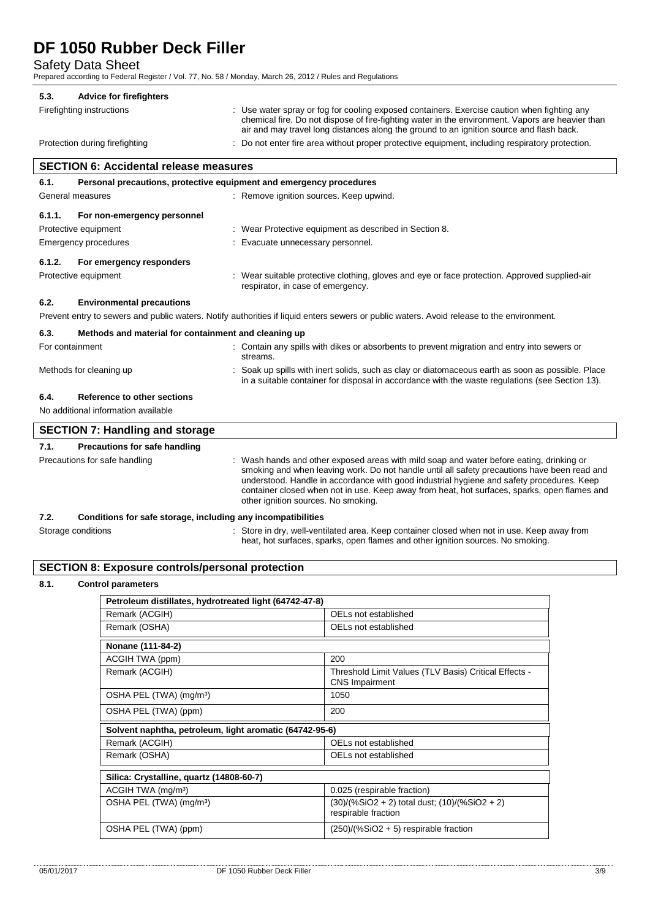### 5.3. Advice for firefighters

Firefighting instructions : Use water spray or fog for cooling exposed containers. Exercise caution when fighting any chemical fire. Do not dispose of fire-fighting water in the environment. Vapors are heavier than air and may travel long distances along the ground to an ignition source and flash back.

Protection during firefighting : Do not enter fire area without proper protective equipment, including respiratory protection.

## SECTION 6: Accidental release measures

### 6.1. Personal precautions, protective equipment and emergency procedures

General measures : Remove ignition sources. Keep upwind.

#### 6.1.1. For non-emergency personnel

Protective equipment : Wear Protective equipment as described in Section 8.

Emergency procedures : Evacuate unnecessary personnel.

#### 6.1.2. For emergency responders

Protective equipment : Wear suitable protective clothing, gloves and eye or face protection. Approved supplied-air respirator, in case of emergency.

### 6.2. Environmental precautions

Prevent entry to sewers and public waters. Notify authorities if liquid enters sewers or public waters. Avoid release to the environment.

### 6.3. Methods and material for containment and cleaning up

For containment : Contain any spills with dikes or absorbents to prevent migration and entry into sewers or streams.

Methods for cleaning up : Soak up spills with inert solids, such as clay or diatomaceous earth as soon as possible. Place in a suitable container for disposal in accordance with the waste regulations (see Section 13).

### 6.4. Reference to other sections

No additional information available

## SECTION 7: Handling and storage

### 7.1. Precautions for safe handling

Precautions for safe handling : Wash hands and other exposed areas with mild soap and water before eating, drinking or smoking and when leaving work. Do not handle until all safety precautions have been read and understood. Handle in accordance with good industrial hygiene and safety procedures. Keep container closed when not in use. Keep away from heat, hot surfaces, sparks, open flames and other ignition sources. No smoking.

### 7.2. Conditions for safe storage, including any incompatibilities

Storage conditions : Store in dry, well-ventilated area. Keep container closed when not in use. Keep away from heat, hot surfaces, sparks, open flames and other ignition sources. No smoking.

## SECTION 8: Exposure controls/personal protection

### 8.1. Control parameters

| Petroleum distillates, hydrotreated light (64742-47-8) | |
|---|---|
| Remark (ACGIH) | OELs not established |
| Remark (OSHA) | OELs not established |

| Nonane (111-84-2) | |
|---|---|
| ACGIH TWA (ppm) | 200 |
| Remark (ACGIH) | Threshold Limit Values (TLV Basis) Critical Effects - CNS Impairment |
| OSHA PEL (TWA) (mg/m³) | 1050 |
| OSHA PEL (TWA) (ppm) | 200 |

| Solvent naphtha, petroleum, light aromatic (64742-95-6) | |
|---|---|
| Remark (ACGIH) | OELs not established |
| Remark (OSHA) | OELs not established |

| Silica: Crystalline, quartz (14808-60-7) | |
|---|---|
| ACGIH TWA (mg/m³) | 0.025 (respirable fraction) |
| OSHA PEL (TWA) (mg/m³) | (30)/(%SiO2 + 2) total dust; (10)/(%SiO2 + 2) respirable fraction |
| OSHA PEL (TWA) (ppm) | (250)/(%SiO2 + 5) respirable fraction |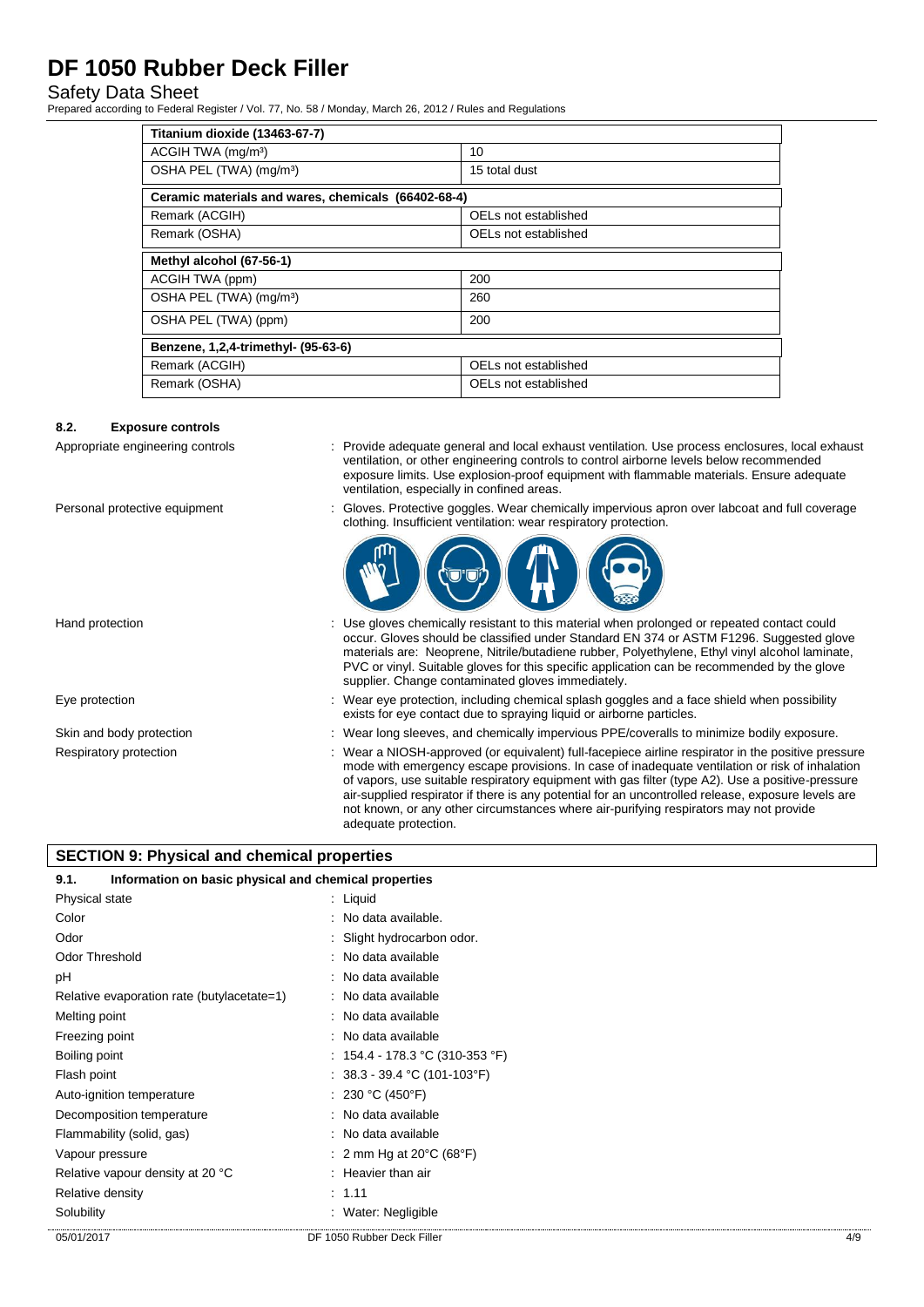| Titanium dioxide (13463-67-7) | |
|---|---|
| ACGIH TWA (mg/m³) | 10 |
| OSHA PEL (TWA) (mg/m³) | 15 total dust |

| Ceramic materials and wares, chemicals (66402-68-4) | |
|---|---|
| Remark (ACGIH) | OELs not established |
| Remark (OSHA) | OELs not established |

| Methyl alcohol (67-56-1) | |
|---|---|
| ACGIH TWA (ppm) | 200 |
| OSHA PEL (TWA) (mg/m³) | 260 |
| OSHA PEL (TWA) (ppm) | 200 |

| Benzene, 1,2,4-trimethyl- (95-63-6) | |
|---|---|
| Remark (ACGIH) | OELs not established |
| Remark (OSHA) | OELs not established |

### 8.2. Exposure controls

Appropriate engineering controls : Provide adequate general and local exhaust ventilation. Use process enclosures, local exhaust ventilation, or other engineering controls to control airborne levels below recommended exposure limits. Use explosion-proof equipment with flammable materials. Ensure adequate ventilation, especially in confined areas.

Personal protective equipment : Gloves. Protective goggles. Wear chemically impervious apron over labcoat and full coverage clothing. Insufficient ventilation: wear respiratory protection.

Hand protection : Use gloves chemically resistant to this material when prolonged or repeated contact could occur. Gloves should be classified under Standard EN 374 or ASTM F1296. Suggested glove materials are: Neoprene, Nitrile/butadiene rubber, Polyethylene, Ethyl vinyl alcohol laminate, PVC or vinyl. Suitable gloves for this specific application can be recommended by the glove supplier. Change contaminated gloves immediately.

Eye protection : Wear eye protection, including chemical splash goggles and a face shield when possibility exists for eye contact due to spraying liquid or airborne particles.

Skin and body protection : Wear long sleeves, and chemically impervious PPE/coveralls to minimize bodily exposure.

Respiratory protection : Wear a NIOSH-approved (or equivalent) full-facepiece airline respirator in the positive pressure mode with emergency escape provisions. In case of inadequate ventilation or risk of inhalation of vapors, use suitable respiratory equipment with gas filter (type A2). Use a positive-pressure air-supplied respirator if there is any potential for an uncontrolled release, exposure levels are not known, or any other circumstances where air-purifying respirators may not provide adequate protection.

## SECTION 9: Physical and chemical properties

### 9.1. Information on basic physical and chemical properties

| | |
|---|---|
| Physical state | : Liquid |
| Color | : No data available. |
| Odor | : Slight hydrocarbon odor. |
| Odor Threshold | : No data available |
| pH | : No data available |
| Relative evaporation rate (butylacetate=1) | : No data available |
| Melting point | : No data available |
| Freezing point | : No data available |
| Boiling point | : 154.4 - 178.3 °C (310-353 °F) |
| Flash point | : 38.3 - 39.4 °C (101-103°F) |
| Auto-ignition temperature | : 230 °C (450°F) |
| Decomposition temperature | : No data available |
| Flammability (solid, gas) | : No data available |
| Vapour pressure | : 2 mm Hg at 20°C (68°F) |
| Relative vapour density at 20 °C | : Heavier than air |
| Relative density | : 1.11 |
| Solubility | : Water: Negligible |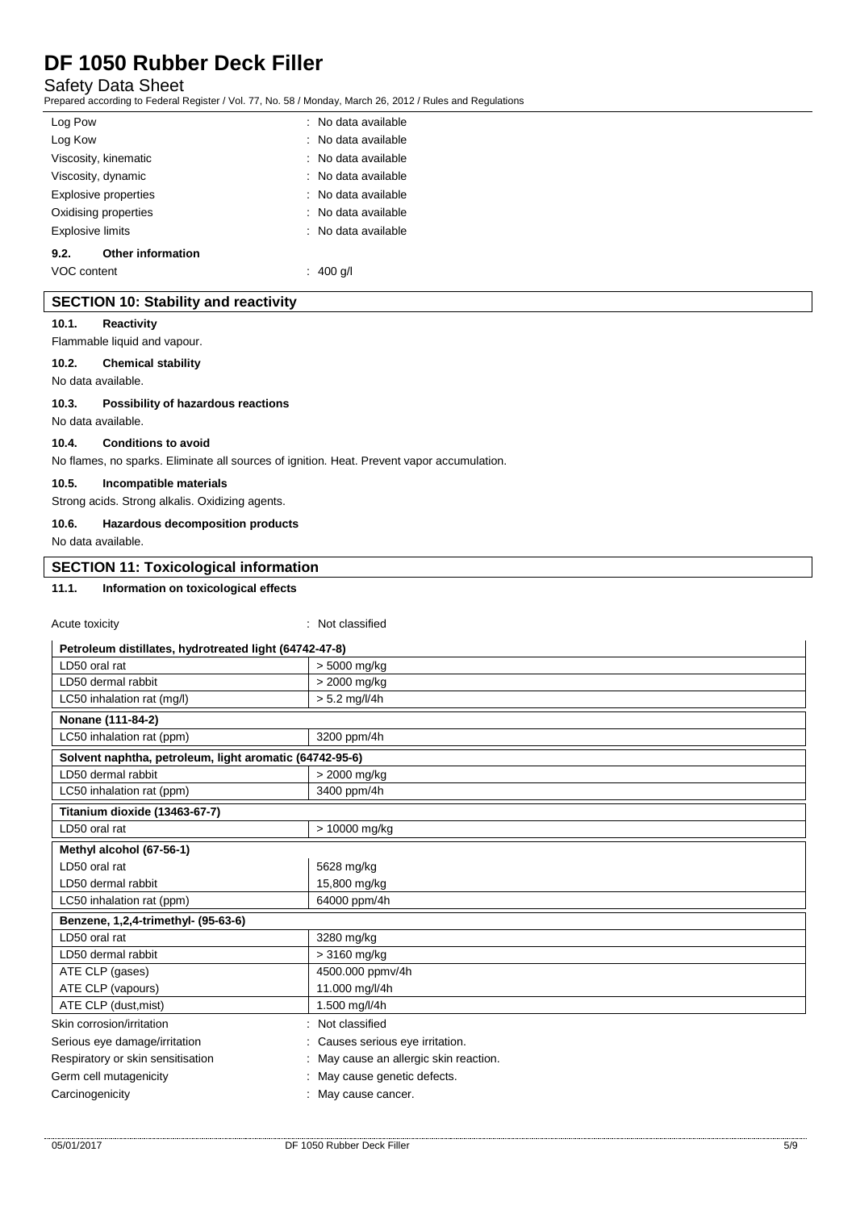| | |
|---|---|
| Log Pow | : No data available |
| Log Kow | : No data available |
| Viscosity, kinematic | : No data available |
| Viscosity, dynamic | : No data available |
| Explosive properties | : No data available |
| Oxidising properties | : No data available |
| Explosive limits | : No data available |

**9.2. Other information**

| | |
|---|---|
| VOC content | : 400 g/l |

## SECTION 10: Stability and reactivity

**10.1. Reactivity**

Flammable liquid and vapour.

**10.2. Chemical stability**

No data available.

**10.3. Possibility of hazardous reactions**

No data available.

**10.4. Conditions to avoid**

No flames, no sparks. Eliminate all sources of ignition. Heat. Prevent vapor accumulation.

**10.5. Incompatible materials**

Strong acids. Strong alkalis. Oxidizing agents.

**10.6. Hazardous decomposition products**

No data available.

## SECTION 11: Toxicological information

**11.1. Information on toxicological effects**

Acute toxicity : Not classified

| Petroleum distillates, hydrotreated light (64742-47-8) | |
|---|---|
| LD50 oral rat | > 5000 mg/kg |
| LD50 dermal rabbit | > 2000 mg/kg |
| LC50 inhalation rat (mg/l) | > 5.2 mg/l/4h |
| **Nonane (111-84-2)** | |
| LC50 inhalation rat (ppm) | 3200 ppm/4h |
| **Solvent naphtha, petroleum, light aromatic (64742-95-6)** | |
| LD50 dermal rabbit | > 2000 mg/kg |
| LC50 inhalation rat (ppm) | 3400 ppm/4h |
| **Titanium dioxide (13463-67-7)** | |
| LD50 oral rat | > 10000 mg/kg |
| **Methyl alcohol (67-56-1)** | |
| LD50 oral rat | 5628 mg/kg |
| LD50 dermal rabbit | 15,800 mg/kg |
| LC50 inhalation rat (ppm) | 64000 ppm/4h |
| **Benzene, 1,2,4-trimethyl- (95-63-6)** | |
| LD50 oral rat | 3280 mg/kg |
| LD50 dermal rabbit | > 3160 mg/kg |
| ATE CLP (gases) | 4500.000 ppmv/4h |
| ATE CLP (vapours) | 11.000 mg/l/4h |
| ATE CLP (dust,mist) | 1.500 mg/l/4h |

| | |
|---|---|
| Skin corrosion/irritation | : Not classified |
| Serious eye damage/irritation | : Causes serious eye irritation. |
| Respiratory or skin sensitisation | : May cause an allergic skin reaction. |
| Germ cell mutagenicity | : May cause genetic defects. |
| Carcinogenicity | : May cause cancer. |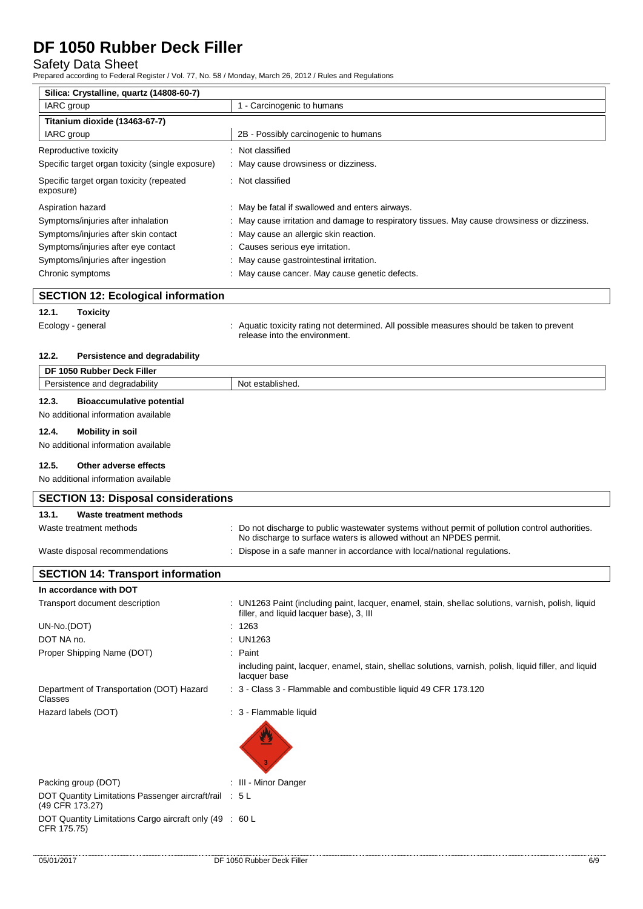| Silica: Crystalline, quartz (14808-60-7) | |
|---|---|
| IARC group | 1 - Carcinogenic to humans |

| Titanium dioxide (13463-67-7) | |
|---|---|
| IARC group | 2B - Possibly carcinogenic to humans |

Reproductive toxicity : Not classified

Specific target organ toxicity (single exposure) : May cause drowsiness or dizziness.

Specific target organ toxicity (repeated exposure) : Not classified

Aspiration hazard : May be fatal if swallowed and enters airways.

Symptoms/injuries after inhalation : May cause irritation and damage to respiratory tissues. May cause drowsiness or dizziness.

Symptoms/injuries after skin contact : May cause an allergic skin reaction.

Symptoms/injuries after eye contact : Causes serious eye irritation.

Symptoms/injuries after ingestion : May cause gastrointestinal irritation.

Chronic symptoms : May cause cancer. May cause genetic defects.

## SECTION 12: Ecological information

### 12.1. Toxicity

Ecology - general : Aquatic toxicity rating not determined. All possible measures should be taken to prevent release into the environment.

### 12.2. Persistence and degradability

| DF 1050 Rubber Deck Filler | |
|---|---|
| Persistence and degradability | Not established. |

### 12.3. Bioaccumulative potential

No additional information available

### 12.4. Mobility in soil

No additional information available

### 12.5. Other adverse effects

No additional information available

## SECTION 13: Disposal considerations

### 13.1. Waste treatment methods

Waste treatment methods : Do not discharge to public wastewater systems without permit of pollution control authorities. No discharge to surface waters is allowed without an NPDES permit.

Waste disposal recommendations : Dispose in a safe manner in accordance with local/national regulations.

## SECTION 14: Transport information

**In accordance with DOT**

Transport document description : UN1263 Paint (including paint, lacquer, enamel, stain, shellac solutions, varnish, polish, liquid filler, and liquid lacquer base), 3, III

UN-No.(DOT) : 1263

DOT NA no. : UN1263

Proper Shipping Name (DOT) : Paint

including paint, lacquer, enamel, stain, shellac solutions, varnish, polish, liquid filler, and liquid lacquer base

Department of Transportation (DOT) Hazard Classes : 3 - Class 3 - Flammable and combustible liquid 49 CFR 173.120

Hazard labels (DOT) : 3 - Flammable liquid

Packing group (DOT) : III - Minor Danger

DOT Quantity Limitations Passenger aircraft/rail (49 CFR 173.27) : 5 L

DOT Quantity Limitations Cargo aircraft only (49 CFR 175.75) : 60 L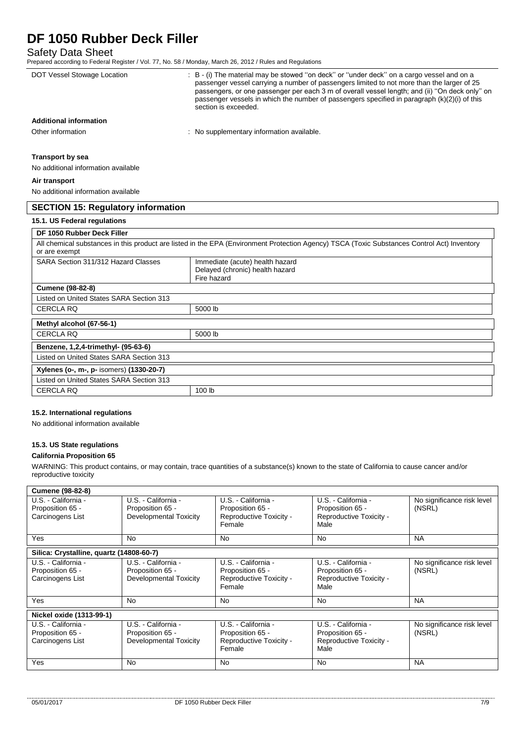| | |
|---|---|
| DOT Vessel Stowage Location | : B - (i) The material may be stowed ''on deck'' or ''under deck'' on a cargo vessel and on a passenger vessel carrying a number of passengers limited to not more than the larger of 25 passengers, or one passenger per each 3 m of overall vessel length; and (ii) ''On deck only'' on passenger vessels in which the number of passengers specified in paragraph (k)(2)(i) of this section is exceeded. |

**Additional information**

| | |
|---|---|
| Other information | : No supplementary information available. |

**Transport by sea**

No additional information available

**Air transport**

No additional information available

## SECTION 15: Regulatory information

### 15.1. US Federal regulations

| DF 1050 Rubber Deck Filler | |
|---|---|
| All chemical substances in this product are listed in the EPA (Environment Protection Agency) TSCA (Toxic Substances Control Act) Inventory or are exempt | |
| SARA Section 311/312 Hazard Classes | Immediate (acute) health hazard<br>Delayed (chronic) health hazard<br>Fire hazard |
| **Cumene (98-82-8)** | |
| Listed on United States SARA Section 313 | |
| CERCLA RQ | 5000 lb |
| **Methyl alcohol (67-56-1)** | |
| CERCLA RQ | 5000 lb |
| **Benzene, 1,2,4-trimethyl- (95-63-6)** | |
| Listed on United States SARA Section 313 | |
| **Xylenes (o-, m-, p- isomers) (1330-20-7)** | |
| Listed on United States SARA Section 313 | |
| CERCLA RQ | 100 lb |

### 15.2. International regulations

No additional information available

### 15.3. US State regulations

**California Proposition 65**

WARNING: This product contains, or may contain, trace quantities of a substance(s) known to the state of California to cause cancer and/or reproductive toxicity

| Cumene (98-82-8) | | | | |
|---|---|---|---|---|
| U.S. - California - Proposition 65 - Carcinogens List | U.S. - California - Proposition 65 - Developmental Toxicity | U.S. - California - Proposition 65 - Reproductive Toxicity - Female | U.S. - California - Proposition 65 - Reproductive Toxicity - Male | No significance risk level (NSRL) |
| Yes | No | No | No | NA |
| **Silica: Crystalline, quartz (14808-60-7)** | | | | |
| U.S. - California - Proposition 65 - Carcinogens List | U.S. - California - Proposition 65 - Developmental Toxicity | U.S. - California - Proposition 65 - Reproductive Toxicity - Female | U.S. - California - Proposition 65 - Reproductive Toxicity - Male | No significance risk level (NSRL) |
| Yes | No | No | No | NA |
| **Nickel oxide (1313-99-1)** | | | | |
| U.S. - California - Proposition 65 - Carcinogens List | U.S. - California - Proposition 65 - Developmental Toxicity | U.S. - California - Proposition 65 - Reproductive Toxicity - Female | U.S. - California - Proposition 65 - Reproductive Toxicity - Male | No significance risk level (NSRL) |
| Yes | No | No | No | NA |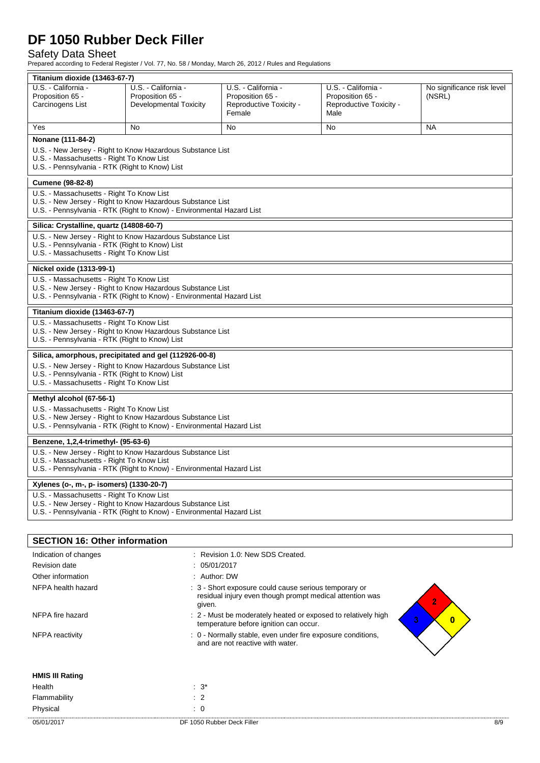# DF 1050 Rubber Deck Filler

Safety Data Sheet

Prepared according to Federal Register / Vol. 77, No. 58 / Monday, March 26, 2012 / Rules and Regulations

**Titanium dioxide (13463-67-7)**

| U.S. - California - Proposition 65 - Carcinogens List | U.S. - California - Proposition 65 - Developmental Toxicity | U.S. - California - Proposition 65 - Reproductive Toxicity - Female | U.S. - California - Proposition 65 - Reproductive Toxicity - Male | No significance risk level (NSRL) |
|---|---|---|---|---|
| Yes | No | No | No | NA |

**Nonane (111-84-2)**

U.S. - New Jersey - Right to Know Hazardous Substance List
U.S. - Massachusetts - Right To Know List
U.S. - Pennsylvania - RTK (Right to Know) List

**Cumene (98-82-8)**

U.S. - Massachusetts - Right To Know List
U.S. - New Jersey - Right to Know Hazardous Substance List
U.S. - Pennsylvania - RTK (Right to Know) - Environmental Hazard List

**Silica: Crystalline, quartz (14808-60-7)**

U.S. - New Jersey - Right to Know Hazardous Substance List
U.S. - Pennsylvania - RTK (Right to Know) List
U.S. - Massachusetts - Right To Know List

**Nickel oxide (1313-99-1)**

U.S. - Massachusetts - Right To Know List
U.S. - New Jersey - Right to Know Hazardous Substance List
U.S. - Pennsylvania - RTK (Right to Know) - Environmental Hazard List

**Titanium dioxide (13463-67-7)**

U.S. - Massachusetts - Right To Know List
U.S. - New Jersey - Right to Know Hazardous Substance List
U.S. - Pennsylvania - RTK (Right to Know) List

**Silica, amorphous, precipitated and gel (112926-00-8)**

U.S. - New Jersey - Right to Know Hazardous Substance List
U.S. - Pennsylvania - RTK (Right to Know) List
U.S. - Massachusetts - Right To Know List

**Methyl alcohol (67-56-1)**

U.S. - Massachusetts - Right To Know List
U.S. - New Jersey - Right to Know Hazardous Substance List
U.S. - Pennsylvania - RTK (Right to Know) - Environmental Hazard List

**Benzene, 1,2,4-trimethyl- (95-63-6)**

U.S. - New Jersey - Right to Know Hazardous Substance List
U.S. - Massachusetts - Right To Know List
U.S. - Pennsylvania - RTK (Right to Know) - Environmental Hazard List

**Xylenes (o-, m-, p- isomers) (1330-20-7)**

U.S. - Massachusetts - Right To Know List
U.S. - New Jersey - Right to Know Hazardous Substance List
U.S. - Pennsylvania - RTK (Right to Know) - Environmental Hazard List

## SECTION 16: Other information

| | |
|---|---|
| Indication of changes | : Revision 1.0: New SDS Created. |
| Revision date | : 05/01/2017 |
| Other information | : Author: DW |
| NFPA health hazard | : 3 - Short exposure could cause serious temporary or residual injury even though prompt medical attention was given. |
| NFPA fire hazard | : 2 - Must be moderately heated or exposed to relatively high temperature before ignition can occur. |
| NFPA reactivity | : 0 - Normally stable, even under fire exposure conditions, and are not reactive with water. |

**HMIS III Rating**

| | |
|---|---|
| Health | : 3* |
| Flammability | : 2 |
| Physical | : 0 |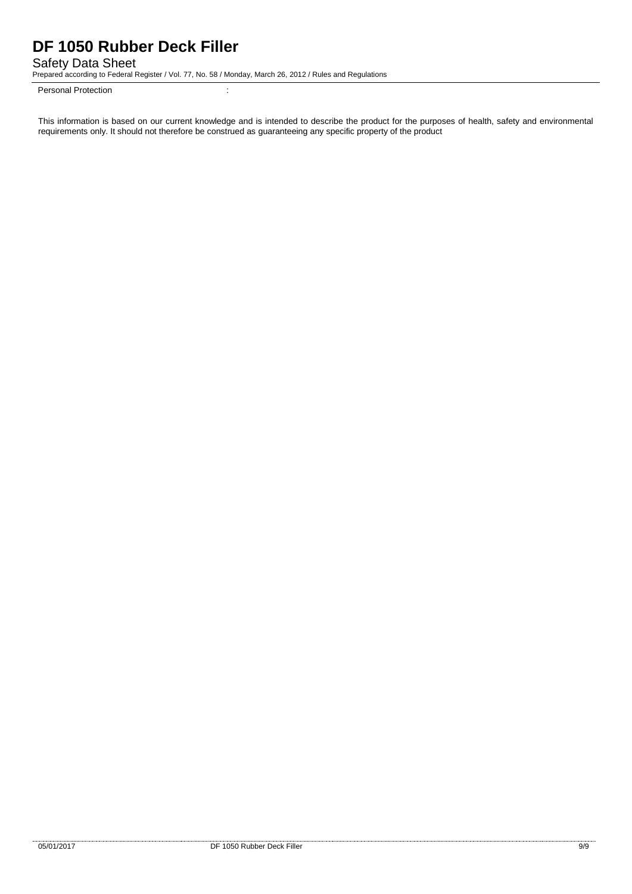Personal Protection :

This information is based on our current knowledge and is intended to describe the product for the purposes of health, safety and environmental requirements only. It should not therefore be construed as guaranteeing any specific property of the product